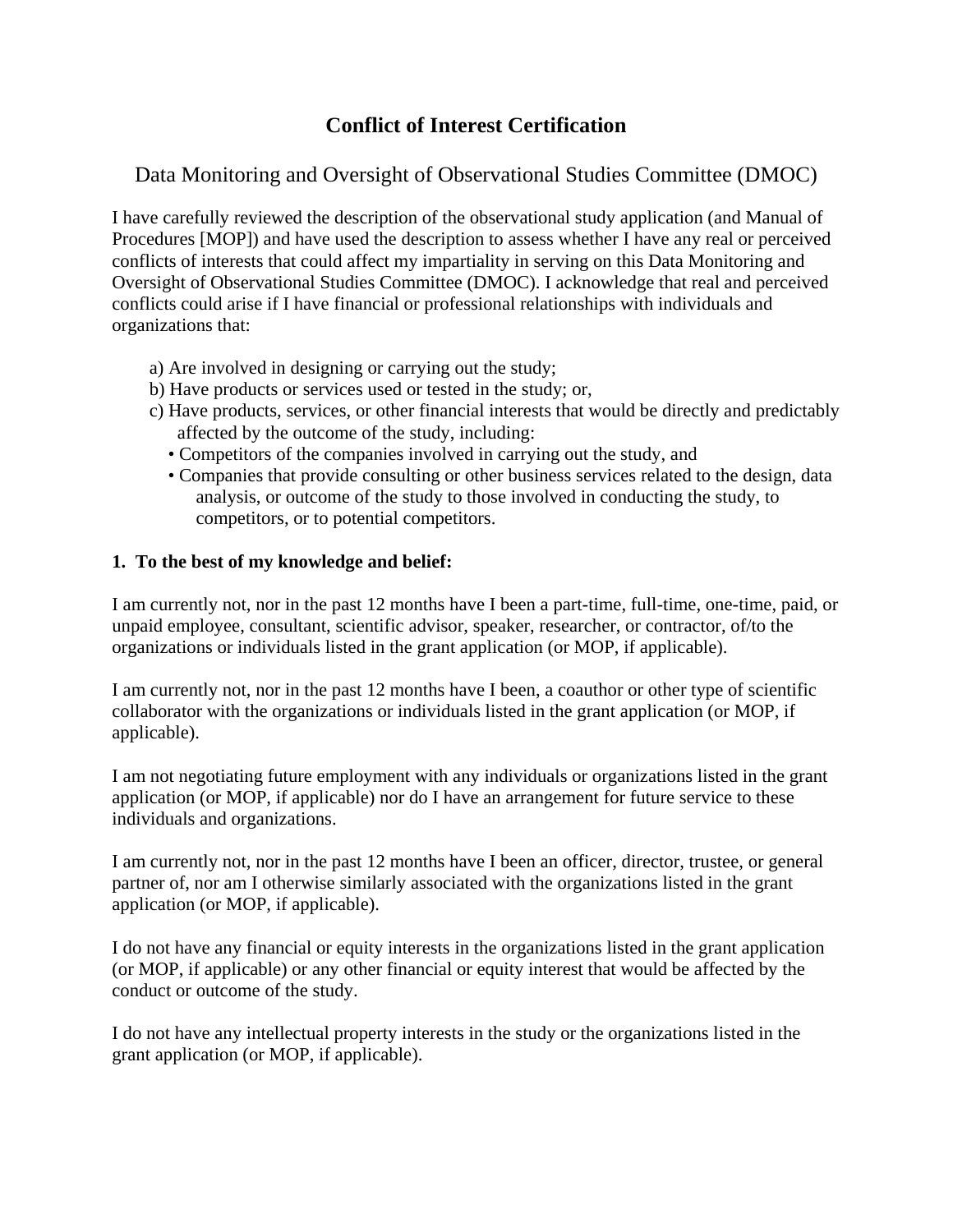# Conflict of Interest Certification

## Data Monitoring and Oversight of Observational Studies Committee (DMOC)

I have carefully reviewed the description of the observational study application (and Manual of Procedures [MOP]) and have used the description to assess whether I have any real or perceived conflicts of interests that could affect my impartiality in serving on this Data Monitoring and Oversight of Observational Studies Committee (DMOC). I acknowledge that real and perceived conflicts could arise if I have financial or professional relationships with individuals and organizations that:

a) Are involved in designing or carrying out the study;
b) Have products or services used or tested in the study; or,
c) Have products, services, or other financial interests that would be directly and predictably affected by the outcome of the study, including:
- Competitors of the companies involved in carrying out the study, and
- Companies that provide consulting or other business services related to the design, data analysis, or outcome of the study to those involved in conducting the study, to competitors, or to potential competitors.

**1. To the best of my knowledge and belief:**

I am currently not, nor in the past 12 months have I been a part-time, full-time, one-time, paid, or unpaid employee, consultant, scientific advisor, speaker, researcher, or contractor, of/to the organizations or individuals listed in the grant application (or MOP, if applicable).

I am currently not, nor in the past 12 months have I been, a coauthor or other type of scientific collaborator with the organizations or individuals listed in the grant application (or MOP, if applicable).

I am not negotiating future employment with any individuals or organizations listed in the grant application (or MOP, if applicable) nor do I have an arrangement for future service to these individuals and organizations.

I am currently not, nor in the past 12 months have I been an officer, director, trustee, or general partner of, nor am I otherwise similarly associated with the organizations listed in the grant application (or MOP, if applicable).

I do not have any financial or equity interests in the organizations listed in the grant application (or MOP, if applicable) or any other financial or equity interest that would be affected by the conduct or outcome of the study.

I do not have any intellectual property interests in the study or the organizations listed in the grant application (or MOP, if applicable).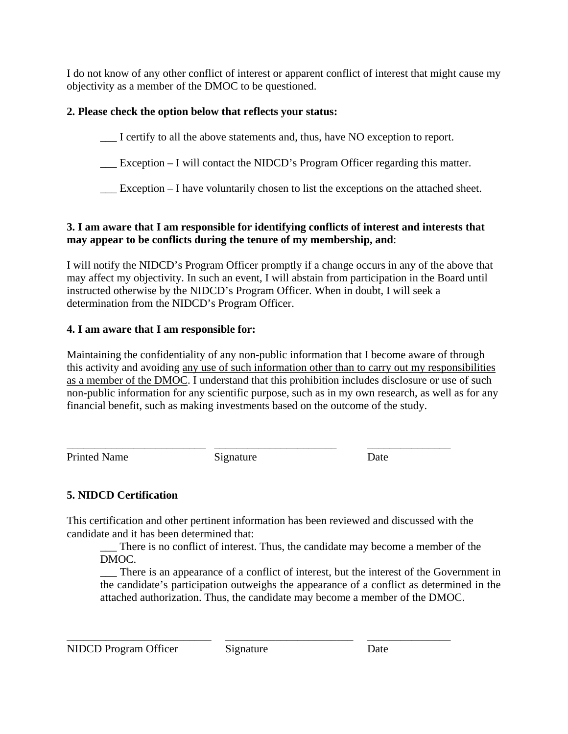I do not know of any other conflict of interest or apparent conflict of interest that might cause my objectivity as a member of the DMOC to be questioned.

**2. Please check the option below that reflects your status:**

___ I certify to all the above statements and, thus, have NO exception to report.

___ Exception – I will contact the NIDCD's Program Officer regarding this matter.

___ Exception – I have voluntarily chosen to list the exceptions on the attached sheet.

**3. I am aware that I am responsible for identifying conflicts of interest and interests that may appear to be conflicts during the tenure of my membership, and**:

I will notify the NIDCD's Program Officer promptly if a change occurs in any of the above that may affect my objectivity. In such an event, I will abstain from participation in the Board until instructed otherwise by the NIDCD's Program Officer. When in doubt, I will seek a determination from the NIDCD's Program Officer.

**4. I am aware that I am responsible for:**

Maintaining the confidentiality of any non-public information that I become aware of through this activity and avoiding <u>any use of such information other than to carry out my responsibilities as a member of the DMOC</u>. I understand that this prohibition includes disclosure or use of such non-public information for any scientific purpose, such as in my own research, as well as for any financial benefit, such as making investments based on the outcome of the study.

_________________________ _______________________ _______________

Printed Name Signature Date

**5. NIDCD Certification**

This certification and other pertinent information has been reviewed and discussed with the candidate and it has been determined that:

___ There is no conflict of interest. Thus, the candidate may become a member of the DMOC.

___ There is an appearance of a conflict of interest, but the interest of the Government in the candidate's participation outweighs the appearance of a conflict as determined in the attached authorization. Thus, the candidate may become a member of the DMOC.

__________________________ ________________________ _______________

NIDCD Program Officer Signature Date